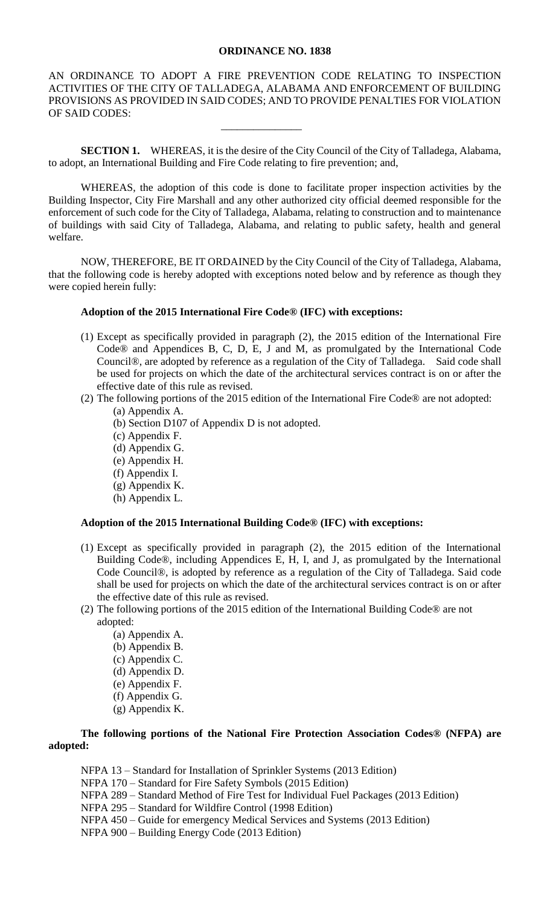# ORDINANCE NO. 1838

AN ORDINANCE TO ADOPT A FIRE PREVENTION CODE RELATING TO INSPECTION ACTIVITIES OF THE CITY OF TALLADEGA, ALABAMA AND ENFORCEMENT OF BUILDING PROVISIONS AS PROVIDED IN SAID CODES; AND TO PROVIDE PENALTIES FOR VIOLATION OF SAID CODES:

---

**SECTION 1.** WHEREAS, it is the desire of the City Council of the City of Talladega, Alabama, to adopt, an International Building and Fire Code relating to fire prevention; and,

WHEREAS, the adoption of this code is done to facilitate proper inspection activities by the Building Inspector, City Fire Marshall and any other authorized city official deemed responsible for the enforcement of such code for the City of Talladega, Alabama, relating to construction and to maintenance of buildings with said City of Talladega, Alabama, and relating to public safety, health and general welfare.

NOW, THEREFORE, BE IT ORDAINED by the City Council of the City of Talladega, Alabama, that the following code is hereby adopted with exceptions noted below and by reference as though they were copied herein fully:

**Adoption of the 2015 International Fire Code® (IFC) with exceptions:**

(1) Except as specifically provided in paragraph (2), the 2015 edition of the International Fire Code® and Appendices B, C, D, E, J and M, as promulgated by the International Code Council®, are adopted by reference as a regulation of the City of Talladega. Said code shall be used for projects on which the date of the architectural services contract is on or after the effective date of this rule as revised.

(2) The following portions of the 2015 edition of the International Fire Code® are not adopted:
- (a) Appendix A.
- (b) Section D107 of Appendix D is not adopted.
- (c) Appendix F.
- (d) Appendix G.
- (e) Appendix H.
- (f) Appendix I.
- (g) Appendix K.
- (h) Appendix L.

**Adoption of the 2015 International Building Code® (IFC) with exceptions:**

(1) Except as specifically provided in paragraph (2), the 2015 edition of the International Building Code®, including Appendices E, H, I, and J, as promulgated by the International Code Council®, is adopted by reference as a regulation of the City of Talladega. Said code shall be used for projects on which the date of the architectural services contract is on or after the effective date of this rule as revised.

(2) The following portions of the 2015 edition of the International Building Code® are not adopted:
- (a) Appendix A.
- (b) Appendix B.
- (c) Appendix C.
- (d) Appendix D.
- (e) Appendix F.
- (f) Appendix G.
- (g) Appendix K.

**The following portions of the National Fire Protection Association Codes® (NFPA) are adopted:**

NFPA 13 – Standard for Installation of Sprinkler Systems (2013 Edition)
NFPA 170 – Standard for Fire Safety Symbols (2015 Edition)
NFPA 289 – Standard Method of Fire Test for Individual Fuel Packages (2013 Edition)
NFPA 295 – Standard for Wildfire Control (1998 Edition)
NFPA 450 – Guide for emergency Medical Services and Systems (2013 Edition)
NFPA 900 – Building Energy Code (2013 Edition)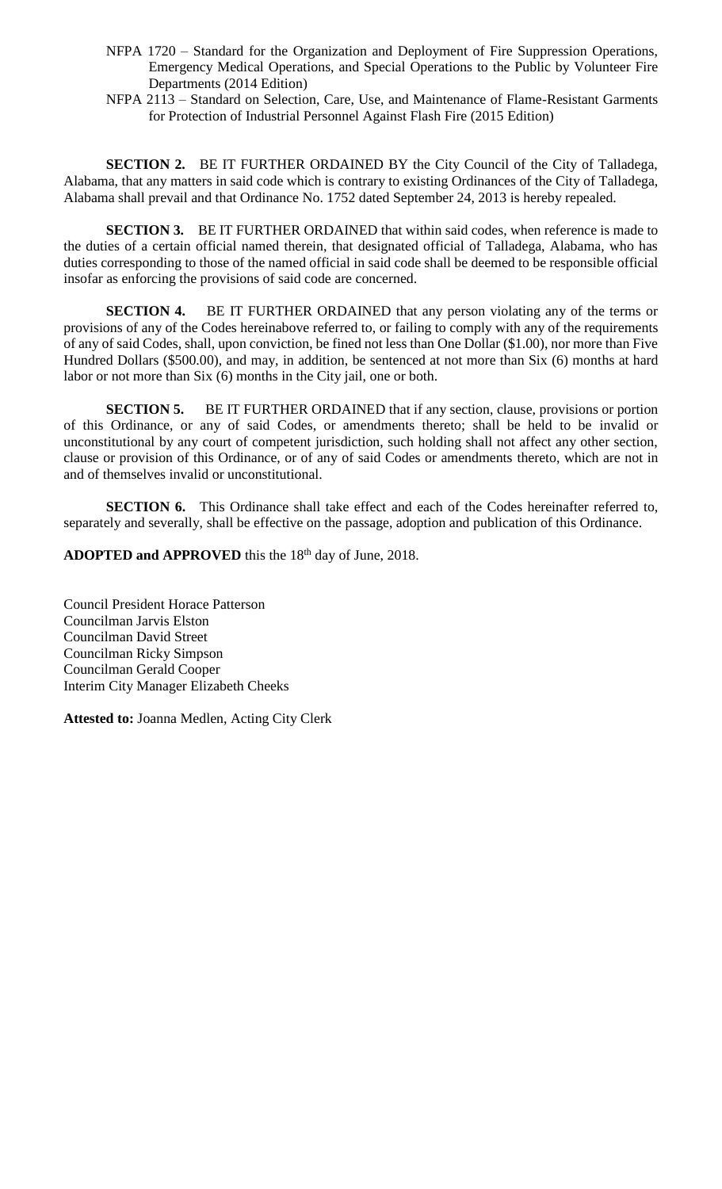NFPA 1720 – Standard for the Organization and Deployment of Fire Suppression Operations, Emergency Medical Operations, and Special Operations to the Public by Volunteer Fire Departments (2014 Edition)

NFPA 2113 – Standard on Selection, Care, Use, and Maintenance of Flame-Resistant Garments for Protection of Industrial Personnel Against Flash Fire (2015 Edition)

**SECTION 2.** BE IT FURTHER ORDAINED BY the City Council of the City of Talladega, Alabama, that any matters in said code which is contrary to existing Ordinances of the City of Talladega, Alabama shall prevail and that Ordinance No. 1752 dated September 24, 2013 is hereby repealed.

**SECTION 3.** BE IT FURTHER ORDAINED that within said codes, when reference is made to the duties of a certain official named therein, that designated official of Talladega, Alabama, who has duties corresponding to those of the named official in said code shall be deemed to be responsible official insofar as enforcing the provisions of said code are concerned.

**SECTION 4.** BE IT FURTHER ORDAINED that any person violating any of the terms or provisions of any of the Codes hereinabove referred to, or failing to comply with any of the requirements of any of said Codes, shall, upon conviction, be fined not less than One Dollar ($1.00), nor more than Five Hundred Dollars ($500.00), and may, in addition, be sentenced at not more than Six (6) months at hard labor or not more than Six (6) months in the City jail, one or both.

**SECTION 5.** BE IT FURTHER ORDAINED that if any section, clause, provisions or portion of this Ordinance, or any of said Codes, or amendments thereto; shall be held to be invalid or unconstitutional by any court of competent jurisdiction, such holding shall not affect any other section, clause or provision of this Ordinance, or of any of said Codes or amendments thereto, which are not in and of themselves invalid or unconstitutional.

**SECTION 6.** This Ordinance shall take effect and each of the Codes hereinafter referred to, separately and severally, shall be effective on the passage, adoption and publication of this Ordinance.

**ADOPTED and APPROVED** this the 18th day of June, 2018.

Council President Horace Patterson
Councilman Jarvis Elston
Councilman David Street
Councilman Ricky Simpson
Councilman Gerald Cooper
Interim City Manager Elizabeth Cheeks

**Attested to:** Joanna Medlen, Acting City Clerk